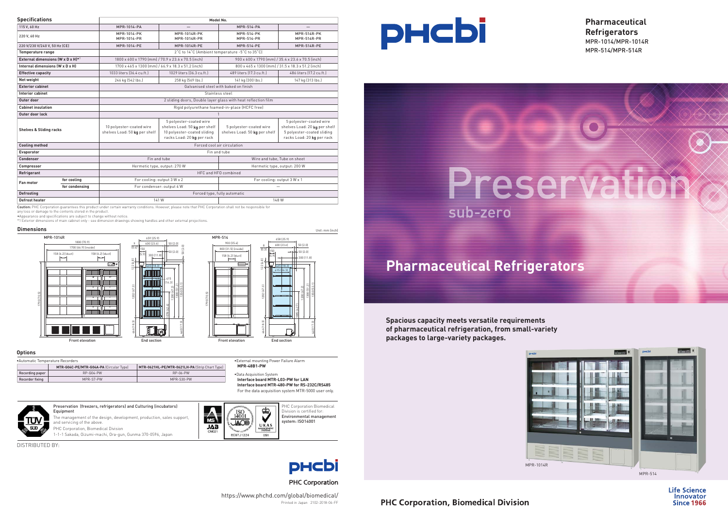# Pharmaceutical Refrigerators

MPR-1014/MPR-1014R
MPR-514/MPR-514R

Preservation
sub-zero

## Pharmaceutical Refrigerators

**Spacious capacity meets versatile requirements of pharmaceutical refrigeration, from small-variety packages to large-variety packages.**

MPR-1014R
MPR-514

## Specifications

| Specifications | | Model No. | | | |
|---|---|---|---|---|---|
| 115 V, 60 Hz | | MPR-1014-PA | — | MPR-514-PA | — |
| 220 V, 60 Hz | | MPR-1014-PK<br>MPR-1014-PR | MPR-1014R-PK<br>MPR-1014R-PR | MPR-514-PK<br>MPR-514-PR | MPR-514R-PK<br>MPR-514R-PR |
| 220 V/230 V/240 V, 50 Hz (CE) | | MPR-1014-PE | MPR-1014R-PE | MPR-514-PE | MPR-514R-PE |
| Temperature range | | 2°C to 14°C (Ambient temperature -5°C to 35°C) | | | |
| External dimensions (W x D x H)*1 | | 1800 x 600 x 1790 (mm) / 70.9 x 23.6 x 70.5 (inch) | | 900 x 600 x 1790 (mm) / 35.4 x 23.6 x 70.5 (inch) | |
| Internal dimensions (W x D x H) | | 1700 x 465 x 1300 (mm) / 66.9 x 18.3 x 51.2 (inch) | | 800 x 465 x 1300 (mm) / 31.5 x 18.3 x 51.2 (inch) | |
| Effective capacity | | 1033 liters (36.4 cu.ft.) | 1029 liters (36.3 cu.ft.) | 489 liters (17.3 cu.ft.) | 486 liters (17.2 cu.ft.) |
| Net weight | | 246 kg (542 lbs.) | 258 kg (569 lbs.) | 141 kg (300 lbs.) | 147 kg (313 lbs.) |
| Exterior cabinet | | Galvanised steel with baked on finish | | | |
| Interior cabinet | | Stainless steel | | | |
| Outer door | | 2 sliding doors, Double layer glass with heat reflection film | | | |
| Cabinet insulation | | Rigid polyurethane foamed-in-place (HCFC free) | | | |
| Outer door lock | | 1 | | | |
| Shelves & Sliding racks | | 10 polyester-coated wire shelves Load: 50 kg per shelf | 5 polyester-coated wire shelves Load: 50 kg per shelf 10 polyester-coated sliding racks Load: 20 kg per rack | 5 polyester-coated wire shelves Load: 50 kg per shelf | 5 polyester-coated wire shelves Load: 20 kg per shelf 5 polyester-coated sliding racks Load: 20 kg per rack |
| Cooling method | | Forced cool air circulation | | | |
| Evaporator | | Fin and tube | | | |
| Condenser | | Fin and tube | | Wire and tube, Tube on sheet | |
| Compressor | | Hermetic type, output: 270 W | | Hermetic type, output: 200 W | |
| Refrigerant | | HFC and HFO combined | | | |
| Fan motor | for cooling | For cooling: output 3 W x 2 | | For cooling: output 3 W x 1 | |
| | for condensing | For condenser: output 4 W | | — | |
| Defrosting | | Forced type, fully automatic | | | |
| Defrost heater | | 141 W | | 148 W | |

**Caution:** PHC Corporation guarantees this product under certain warranty conditions. However, please note that PHC Corporation shall not be responsible for any loss or damage to the contents stored in the product.
•Appearance and specifications are subject to change without notice.
*1 Exterior dimensions of main cabinet only - see dimension drawings showing handles and other external projections.

## Dimensions

Unit: mm (inch)

MPR-1014R — Front elevation, End section
MPR-514 — Front elevation, End section

## Options

•Automatic Temperature Recorders

| | MTR-G04C-PE/MTR-G04A-PA (Circular Type) | MTR-0621HL-PE/MTR-0621LH-PA (Strip Chart Type) |
|---|---|---|
| Recording paper | RP-G04-PW | RP-06-PW |
| Recorder fixing | MPR-S7-PW | MPR-S30-PW |

•External mounting Power Failure Alarm
**MPR-48B1-PW**

•Data Acquisition System
**Interface board MTR-L03-PW for LAN**
**Interface board MTR-480-PW for RS-232C/RS485**
For the data acquisition system MTR-5000 user only.

**Preservation (freezers, refrigerators) and Culturing (incubators) Equipment**
The management of the design, development, production, sales support, and servicing of the above.
PHC Corporation, Biomedical Division
1-1-1 Sakada, Oizumi-machi, Ora-gun, Gunma 370-0596, Japan

PHC Corporation Biomedical Division is certified for:
**Environmental management system: ISO14001**

EC97J1224

DISTRIBUTED BY:

PHC Corporation

https://www.phchd.com/global/biomedical/
Printed in Japan 2102-2018-04-FF

**PHC Corporation, Biomedical Division**

Life Science Innovator Since 1966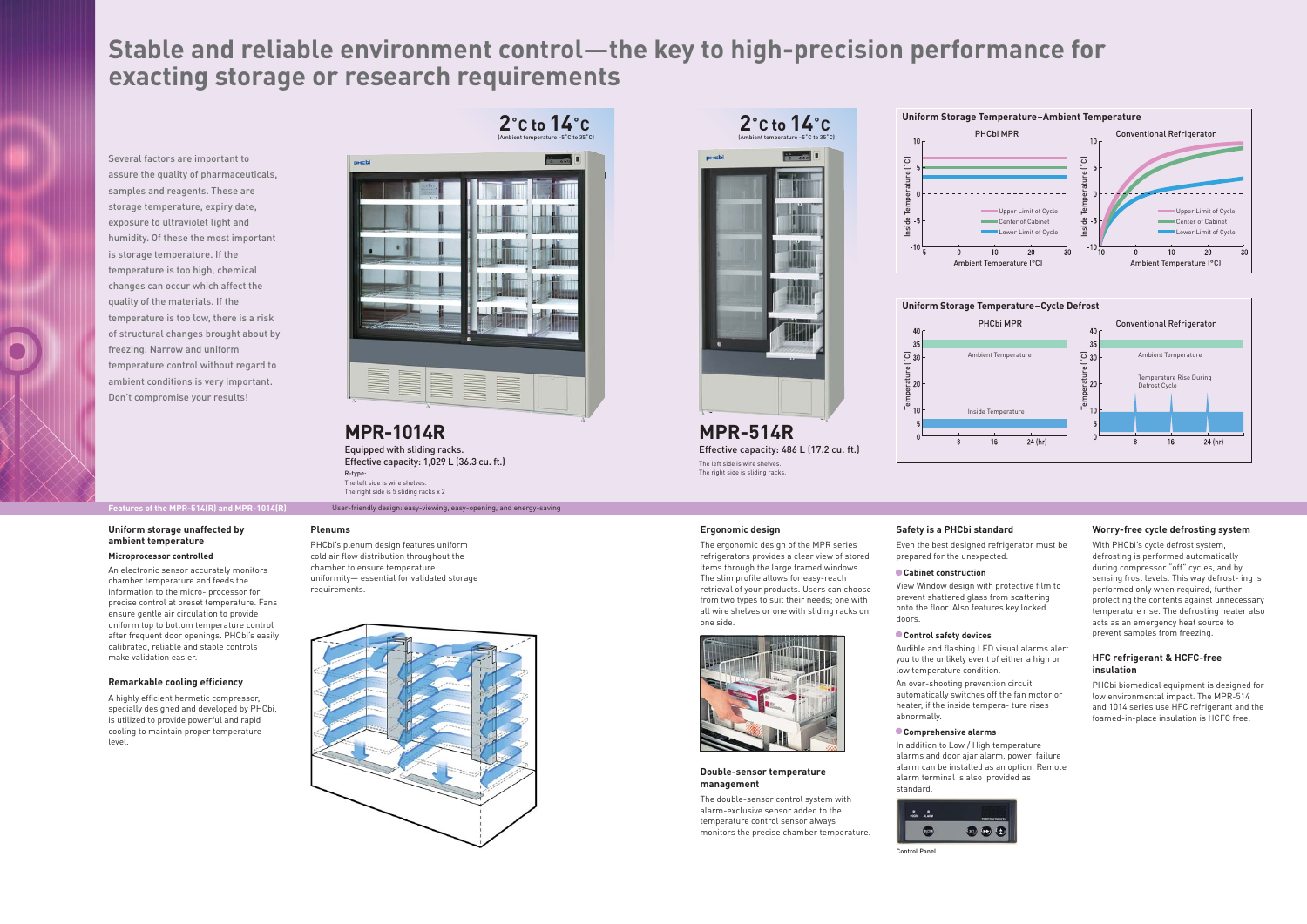# Stable and reliable environment control—the key to high-precision performance for exacting storage or research requirements

Several factors are important to assure the quality of pharmaceuticals, samples and reagents. These are storage temperature, expiry date, exposure to ultraviolet light and humidity. Of these the most important is storage temperature. If the temperature is too high, chemical changes can occur which affect the quality of the materials. If the temperature is too low, there is a risk of structural changes brought about by freezing. Narrow and uniform temperature control without regard to ambient conditions is very important. Don't compromise your results!

**2°C to 14°C**
(Ambient temperature -5°C to 35°C)

## MPR-1014R

Equipped with sliding racks.
Effective capacity: 1,029 L (36.3 cu. ft.)

**R-type:**
The left side is wire shelves.
The right side is 5 sliding racks x 2

**2°C to 14°C**
(Ambient temperature -5°C to 35°C)

## MPR-514R

Effective capacity: 486 L (17.2 cu. ft.)
The left side is wire shelves.
The right side is sliding racks.

**Uniform Storage Temperature–Ambient Temperature**

PHCbi MPR

Conventional Refrigerator

Inside Temperature (°C)

Ambient Temperature (°C)

Upper Limit of Cycle
Center of Cabinet
Lower Limit of Cycle

**Uniform Storage Temperature–Cycle Defrost**

PHCbi MPR

Conventional Refrigerator

Temperature (°C)

Ambient Temperature

Inside Temperature

Temperature Rise During Defrost Cycle

24 (hr)

**Features of the MPR-514(R) and MPR-1014(R)** User-friendly design: easy-viewing, easy-opening, and energy-saving

### Uniform storage unaffected by ambient temperature

**Microprocessor controlled**

An electronic sensor accurately monitors chamber temperature and feeds the information to the micro- processor for precise control at preset temperature. Fans ensure gentle air circulation to provide uniform top to bottom temperature control after frequent door openings. PHCbi's easily calibrated, reliable and stable controls make validation easier.

### Remarkable cooling efficiency

A highly efficient hermetic compressor, specially designed and developed by PHCbi, is utilized to provide powerful and rapid cooling to maintain proper temperature level.

### Plenums

PHCbi's plenum design features uniform cold air flow distribution throughout the chamber to ensure temperature uniformity— essential for validated storage requirements.

### Ergonomic design

The ergonomic design of the MPR series refrigerators provides a clear view of stored items through the large framed windows. The slim profile allows for easy-reach retrieval of your products. Users can choose from two types to suit their needs; one with all wire shelves or one with sliding racks on one side.

### Double-sensor temperature management

The double-sensor control system with alarm-exclusive sensor added to the temperature control sensor always monitors the precise chamber temperature.

### Safety is a PHCbi standard

Even the best designed refrigerator must be prepared for the unexpected.

**Cabinet construction**

View Window design with protective film to prevent shattered glass from scattering onto the floor. Also features key locked doors.

**Control safety devices**

Audible and flashing LED visual alarms alert you to the unlikely event of either a high or low temperature condition.

An over-shooting prevention circuit automatically switches off the fan motor or heater, if the inside tempera- ture rises abnormally.

**Comprehensive alarms**

In addition to Low / High temperature alarms and door ajar alarm, power failure alarm can be installed as an option. Remote alarm terminal is also provided as standard.

Control Panel

### Worry-free cycle defrosting system

With PHCbi's cycle defrost system, defrosting is performed automatically during compressor "off" cycles, and by sensing frost levels. This way defrost- ing is performed only when required, further protecting the contents against unnecessary temperature rise. The defrosting heater also acts as an emergency heat source to prevent samples from freezing.

### HFC refrigerant & HCFC-free insulation

PHCbi biomedical equipment is designed for low environmental impact. The MPR-514 and 1014 series use HFC refrigerant and the foamed-in-place insulation is HCFC free.